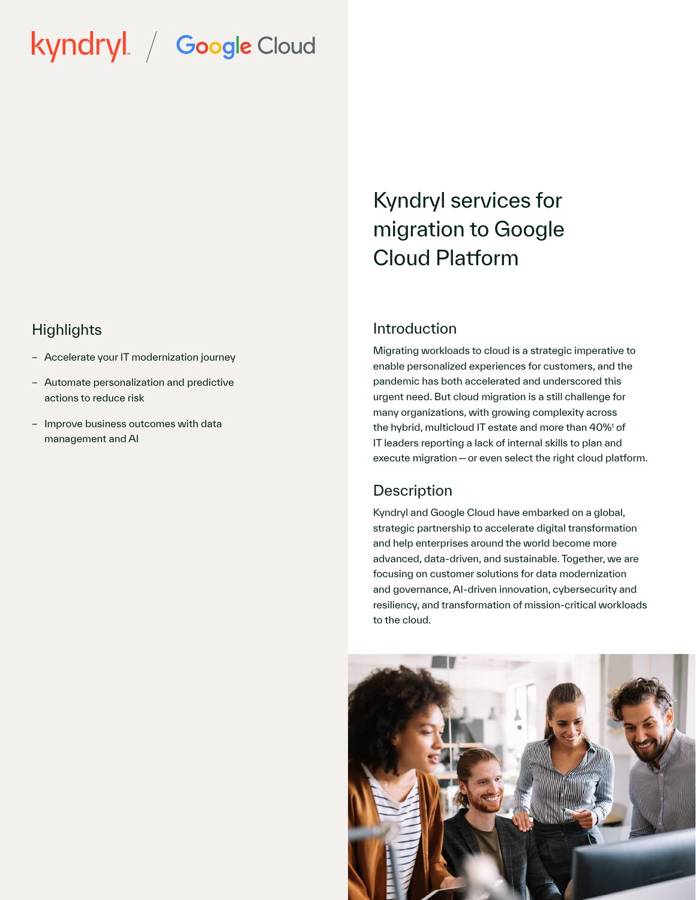kyndryl / Google Cloud

# Kyndryl services for migration to Google Cloud Platform

## Highlights

- Accelerate your IT modernization journey
- Automate personalization and predictive actions to reduce risk
- Improve business outcomes with data management and AI

## Introduction

Migrating workloads to cloud is a strategic imperative to enable personalized experiences for customers, and the pandemic has both accelerated and underscored this urgent need. But cloud migration is a still challenge for many organizations, with growing complexity across the hybrid, multicloud IT estate and more than 40%[1] of IT leaders reporting a lack of internal skills to plan and execute migration — or even select the right cloud platform.

## Description

Kyndryl and Google Cloud have embarked on a global, strategic partnership to accelerate digital transformation and help enterprises around the world become more advanced, data-driven, and sustainable. Together, we are focusing on customer solutions for data modernization and governance, AI-driven innovation, cybersecurity and resiliency, and transformation of mission-critical workloads to the cloud.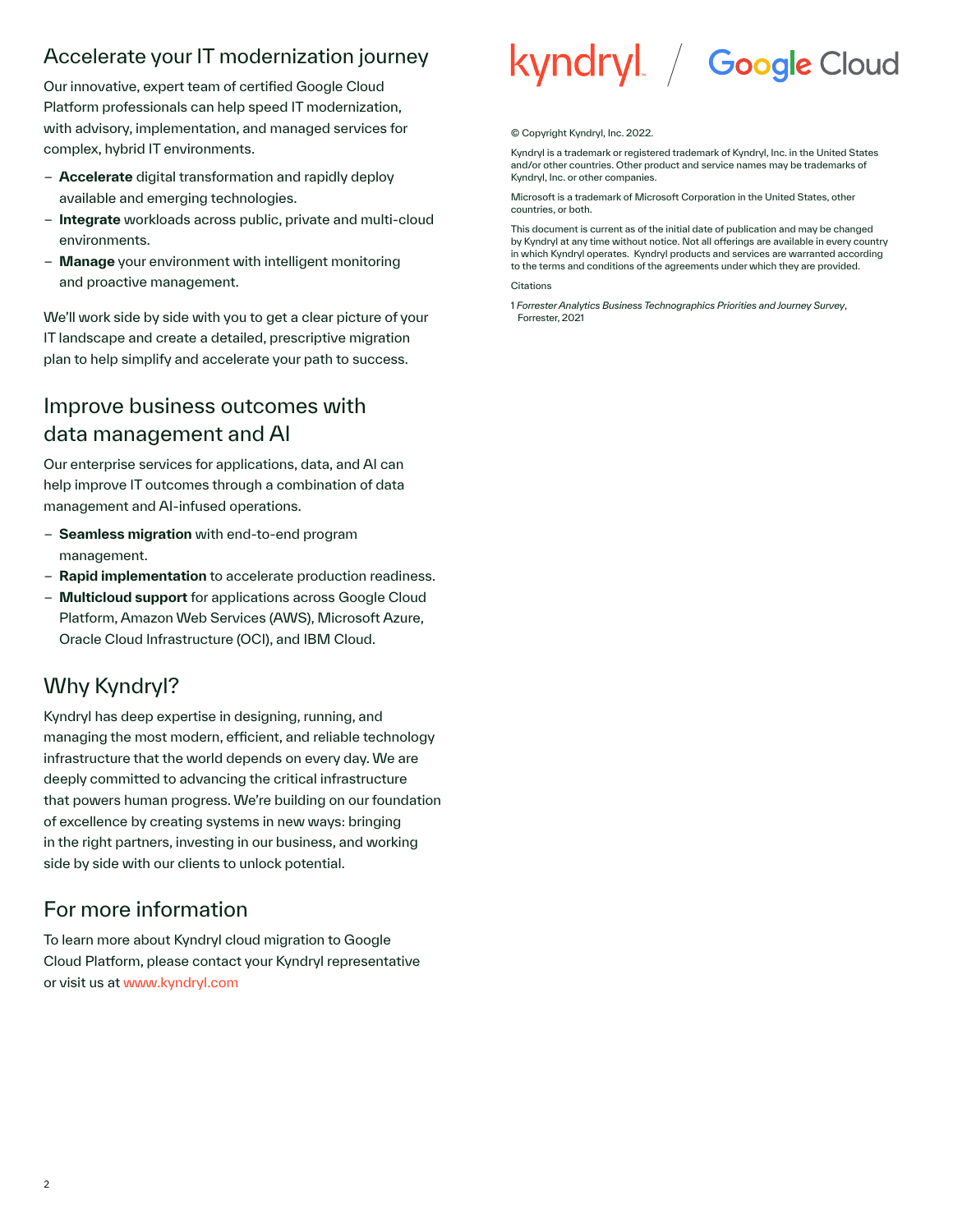## Accelerate your IT modernization journey

Our innovative, expert team of certified Google Cloud Platform professionals can help speed IT modernization, with advisory, implementation, and managed services for complex, hybrid IT environments.

- **Accelerate** digital transformation and rapidly deploy available and emerging technologies.
- **Integrate** workloads across public, private and multi-cloud environments.
- **Manage** your environment with intelligent monitoring and proactive management.

We'll work side by side with you to get a clear picture of your IT landscape and create a detailed, prescriptive migration plan to help simplify and accelerate your path to success.

## Improve business outcomes with data management and AI

Our enterprise services for applications, data, and AI can help improve IT outcomes through a combination of data management and AI-infused operations.

- **Seamless migration** with end-to-end program management.
- **Rapid implementation** to accelerate production readiness.
- **Multicloud support** for applications across Google Cloud Platform, Amazon Web Services (AWS), Microsoft Azure, Oracle Cloud Infrastructure (OCI), and IBM Cloud.

## Why Kyndryl?

Kyndryl has deep expertise in designing, running, and managing the most modern, efficient, and reliable technology infrastructure that the world depends on every day. We are deeply committed to advancing the critical infrastructure that powers human progress. We're building on our foundation of excellence by creating systems in new ways: bringing in the right partners, investing in our business, and working side by side with our clients to unlock potential.

## For more information

To learn more about Kyndryl cloud migration to Google Cloud Platform, please contact your Kyndryl representative or visit us at www.kyndryl.com

kyndryl / Google Cloud

© Copyright Kyndryl, Inc. 2022.

Kyndryl is a trademark or registered trademark of Kyndryl, Inc. in the United States and/or other countries. Other product and service names may be trademarks of Kyndryl, Inc. or other companies.

Microsoft is a trademark of Microsoft Corporation in the United States, other countries, or both.

This document is current as of the initial date of publication and may be changed by Kyndryl at any time without notice. Not all offerings are available in every country in which Kyndryl operates. Kyndryl products and services are warranted according to the terms and conditions of the agreements under which they are provided.

Citations

1 *Forrester Analytics Business Technographics Priorities and Journey Survey*, Forrester, 2021